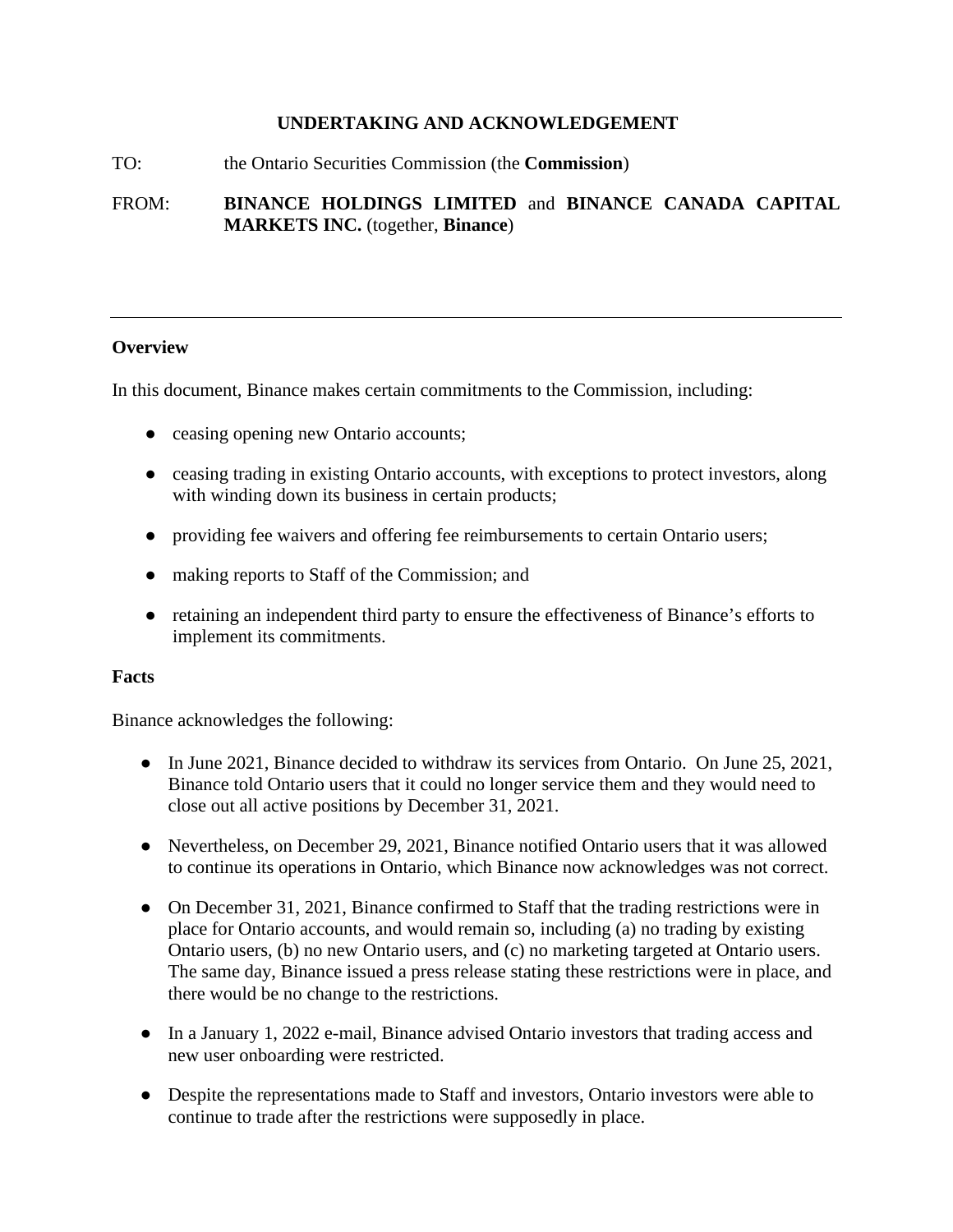# UNDERTAKING AND ACKNOWLEDGEMENT

TO: the Ontario Securities Commission (the **Commission**)

FROM: **BINANCE HOLDINGS LIMITED** and **BINANCE CANADA CAPITAL MARKETS INC.** (together, **Binance**)

---

## Overview

In this document, Binance makes certain commitments to the Commission, including:

- ceasing opening new Ontario accounts;
- ceasing trading in existing Ontario accounts, with exceptions to protect investors, along with winding down its business in certain products;
- providing fee waivers and offering fee reimbursements to certain Ontario users;
- making reports to Staff of the Commission; and
- retaining an independent third party to ensure the effectiveness of Binance's efforts to implement its commitments.

## Facts

Binance acknowledges the following:

- In June 2021, Binance decided to withdraw its services from Ontario. On June 25, 2021, Binance told Ontario users that it could no longer service them and they would need to close out all active positions by December 31, 2021.
- Nevertheless, on December 29, 2021, Binance notified Ontario users that it was allowed to continue its operations in Ontario, which Binance now acknowledges was not correct.
- On December 31, 2021, Binance confirmed to Staff that the trading restrictions were in place for Ontario accounts, and would remain so, including (a) no trading by existing Ontario users, (b) no new Ontario users, and (c) no marketing targeted at Ontario users. The same day, Binance issued a press release stating these restrictions were in place, and there would be no change to the restrictions.
- In a January 1, 2022 e-mail, Binance advised Ontario investors that trading access and new user onboarding were restricted.
- Despite the representations made to Staff and investors, Ontario investors were able to continue to trade after the restrictions were supposedly in place.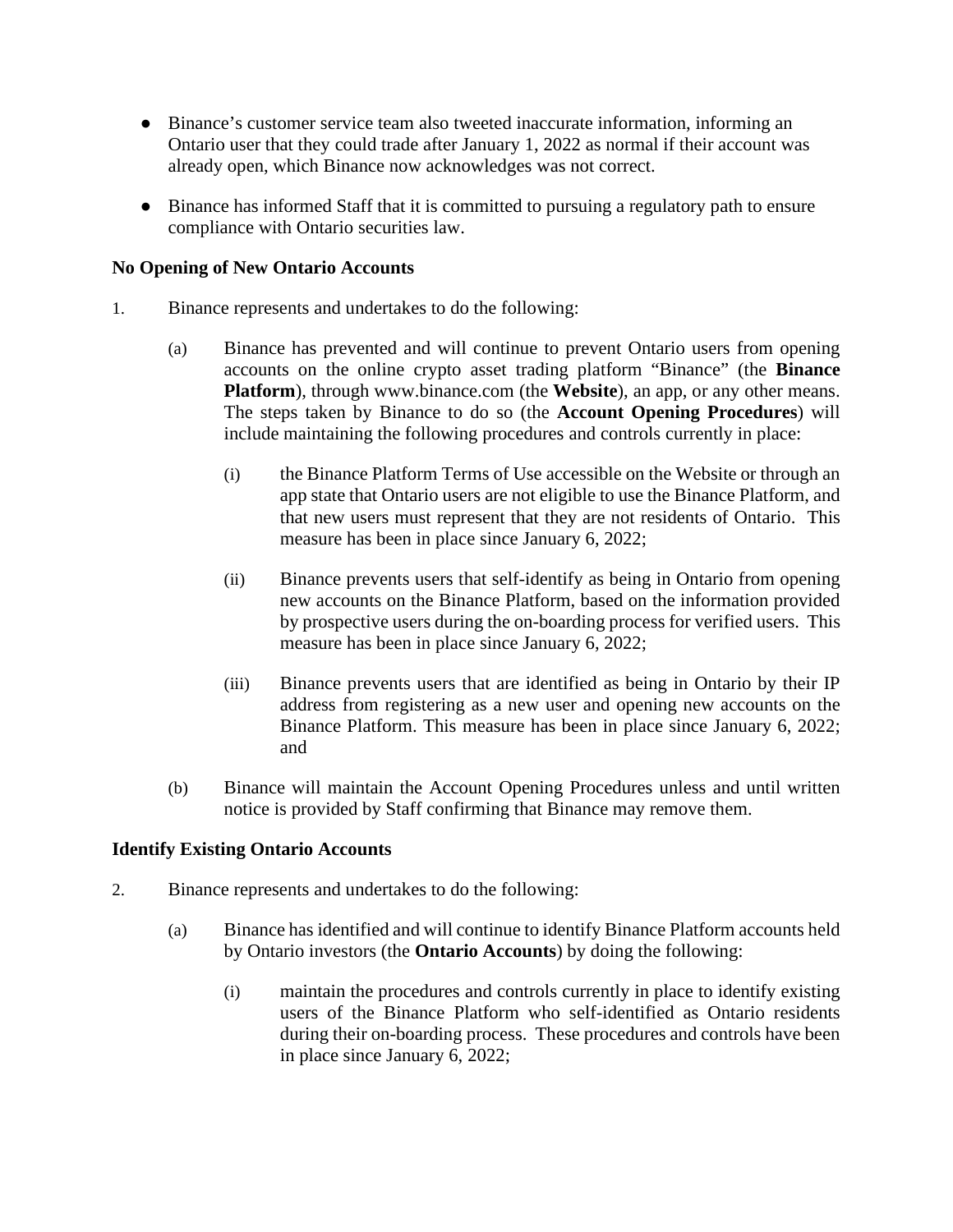- Binance's customer service team also tweeted inaccurate information, informing an Ontario user that they could trade after January 1, 2022 as normal if their account was already open, which Binance now acknowledges was not correct.

- Binance has informed Staff that it is committed to pursuing a regulatory path to ensure compliance with Ontario securities law.

**No Opening of New Ontario Accounts**

1. Binance represents and undertakes to do the following:

   (a) Binance has prevented and will continue to prevent Ontario users from opening accounts on the online crypto asset trading platform "Binance" (the **Binance Platform**), through www.binance.com (the **Website**), an app, or any other means. The steps taken by Binance to do so (the **Account Opening Procedures**) will include maintaining the following procedures and controls currently in place:

      (i) the Binance Platform Terms of Use accessible on the Website or through an app state that Ontario users are not eligible to use the Binance Platform, and that new users must represent that they are not residents of Ontario. This measure has been in place since January 6, 2022;

      (ii) Binance prevents users that self-identify as being in Ontario from opening new accounts on the Binance Platform, based on the information provided by prospective users during the on-boarding process for verified users. This measure has been in place since January 6, 2022;

      (iii) Binance prevents users that are identified as being in Ontario by their IP address from registering as a new user and opening new accounts on the Binance Platform. This measure has been in place since January 6, 2022; and

   (b) Binance will maintain the Account Opening Procedures unless and until written notice is provided by Staff confirming that Binance may remove them.

**Identify Existing Ontario Accounts**

2. Binance represents and undertakes to do the following:

   (a) Binance has identified and will continue to identify Binance Platform accounts held by Ontario investors (the **Ontario Accounts**) by doing the following:

      (i) maintain the procedures and controls currently in place to identify existing users of the Binance Platform who self-identified as Ontario residents during their on-boarding process. These procedures and controls have been in place since January 6, 2022;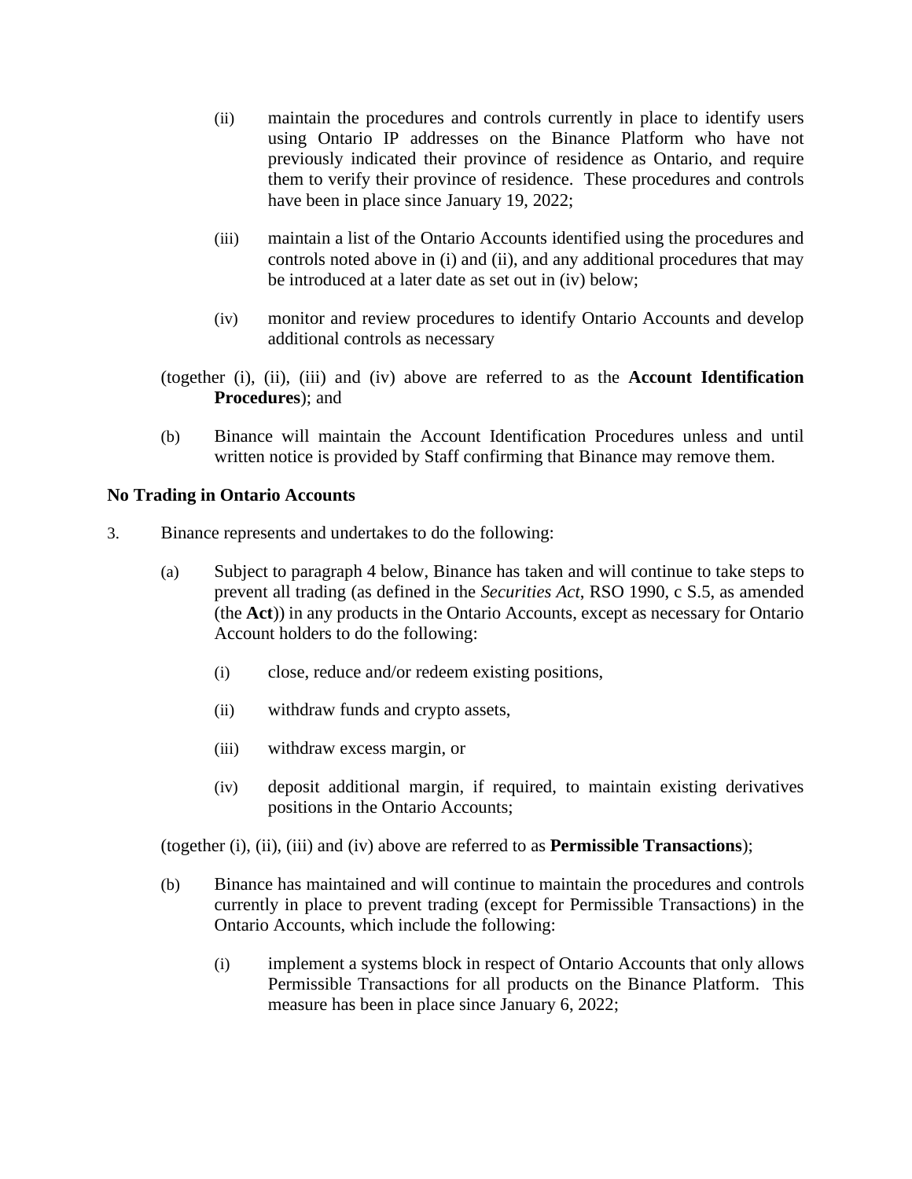(ii) maintain the procedures and controls currently in place to identify users using Ontario IP addresses on the Binance Platform who have not previously indicated their province of residence as Ontario, and require them to verify their province of residence. These procedures and controls have been in place since January 19, 2022;

(iii) maintain a list of the Ontario Accounts identified using the procedures and controls noted above in (i) and (ii), and any additional procedures that may be introduced at a later date as set out in (iv) below;

(iv) monitor and review procedures to identify Ontario Accounts and develop additional controls as necessary

(together (i), (ii), (iii) and (iv) above are referred to as the **Account Identification Procedures**); and

(b) Binance will maintain the Account Identification Procedures unless and until written notice is provided by Staff confirming that Binance may remove them.

**No Trading in Ontario Accounts**

3. Binance represents and undertakes to do the following:

(a) Subject to paragraph 4 below, Binance has taken and will continue to take steps to prevent all trading (as defined in the *Securities Act*, RSO 1990, c S.5, as amended (the **Act**)) in any products in the Ontario Accounts, except as necessary for Ontario Account holders to do the following:

(i) close, reduce and/or redeem existing positions,

(ii) withdraw funds and crypto assets,

(iii) withdraw excess margin, or

(iv) deposit additional margin, if required, to maintain existing derivatives positions in the Ontario Accounts;

(together (i), (ii), (iii) and (iv) above are referred to as **Permissible Transactions**);

(b) Binance has maintained and will continue to maintain the procedures and controls currently in place to prevent trading (except for Permissible Transactions) in the Ontario Accounts, which include the following:

(i) implement a systems block in respect of Ontario Accounts that only allows Permissible Transactions for all products on the Binance Platform. This measure has been in place since January 6, 2022;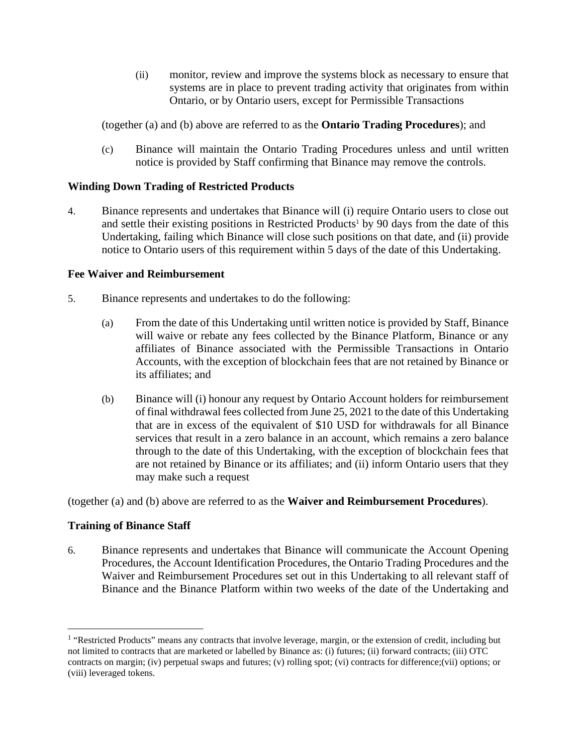(ii) monitor, review and improve the systems block as necessary to ensure that systems are in place to prevent trading activity that originates from within Ontario, or by Ontario users, except for Permissible Transactions

(together (a) and (b) above are referred to as the **Ontario Trading Procedures**); and

(c) Binance will maintain the Ontario Trading Procedures unless and until written notice is provided by Staff confirming that Binance may remove the controls.

**Winding Down Trading of Restricted Products**

4. Binance represents and undertakes that Binance will (i) require Ontario users to close out and settle their existing positions in Restricted Products[1] by 90 days from the date of this Undertaking, failing which Binance will close such positions on that date, and (ii) provide notice to Ontario users of this requirement within 5 days of the date of this Undertaking.

**Fee Waiver and Reimbursement**

5. Binance represents and undertakes to do the following:

(a) From the date of this Undertaking until written notice is provided by Staff, Binance will waive or rebate any fees collected by the Binance Platform, Binance or any affiliates of Binance associated with the Permissible Transactions in Ontario Accounts, with the exception of blockchain fees that are not retained by Binance or its affiliates; and

(b) Binance will (i) honour any request by Ontario Account holders for reimbursement of final withdrawal fees collected from June 25, 2021 to the date of this Undertaking that are in excess of the equivalent of $10 USD for withdrawals for all Binance services that result in a zero balance in an account, which remains a zero balance through to the date of this Undertaking, with the exception of blockchain fees that are not retained by Binance or its affiliates; and (ii) inform Ontario users that they may make such a request

(together (a) and (b) above are referred to as the **Waiver and Reimbursement Procedures**).

**Training of Binance Staff**

6. Binance represents and undertakes that Binance will communicate the Account Opening Procedures, the Account Identification Procedures, the Ontario Trading Procedures and the Waiver and Reimbursement Procedures set out in this Undertaking to all relevant staff of Binance and the Binance Platform within two weeks of the date of the Undertaking and

---

[1] "Restricted Products" means any contracts that involve leverage, margin, or the extension of credit, including but not limited to contracts that are marketed or labelled by Binance as: (i) futures; (ii) forward contracts; (iii) OTC contracts on margin; (iv) perpetual swaps and futures; (v) rolling spot; (vi) contracts for difference;(vii) options; or (viii) leveraged tokens.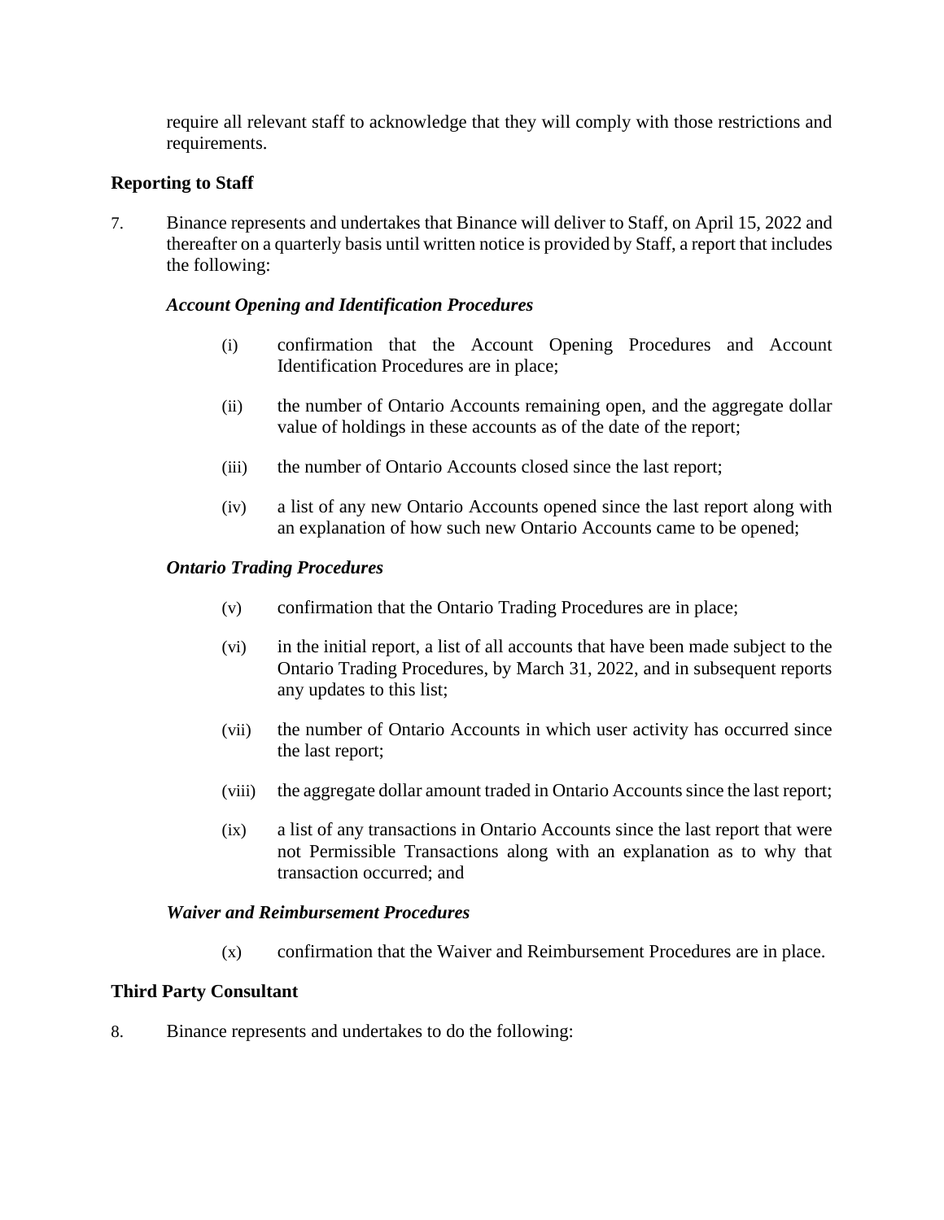require all relevant staff to acknowledge that they will comply with those restrictions and requirements.

**Reporting to Staff**

7. Binance represents and undertakes that Binance will deliver to Staff, on April 15, 2022 and thereafter on a quarterly basis until written notice is provided by Staff, a report that includes the following:

***Account Opening and Identification Procedures***

(i) confirmation that the Account Opening Procedures and Account Identification Procedures are in place;

(ii) the number of Ontario Accounts remaining open, and the aggregate dollar value of holdings in these accounts as of the date of the report;

(iii) the number of Ontario Accounts closed since the last report;

(iv) a list of any new Ontario Accounts opened since the last report along with an explanation of how such new Ontario Accounts came to be opened;

***Ontario Trading Procedures***

(v) confirmation that the Ontario Trading Procedures are in place;

(vi) in the initial report, a list of all accounts that have been made subject to the Ontario Trading Procedures, by March 31, 2022, and in subsequent reports any updates to this list;

(vii) the number of Ontario Accounts in which user activity has occurred since the last report;

(viii) the aggregate dollar amount traded in Ontario Accounts since the last report;

(ix) a list of any transactions in Ontario Accounts since the last report that were not Permissible Transactions along with an explanation as to why that transaction occurred; and

***Waiver and Reimbursement Procedures***

(x) confirmation that the Waiver and Reimbursement Procedures are in place.

**Third Party Consultant**

8. Binance represents and undertakes to do the following: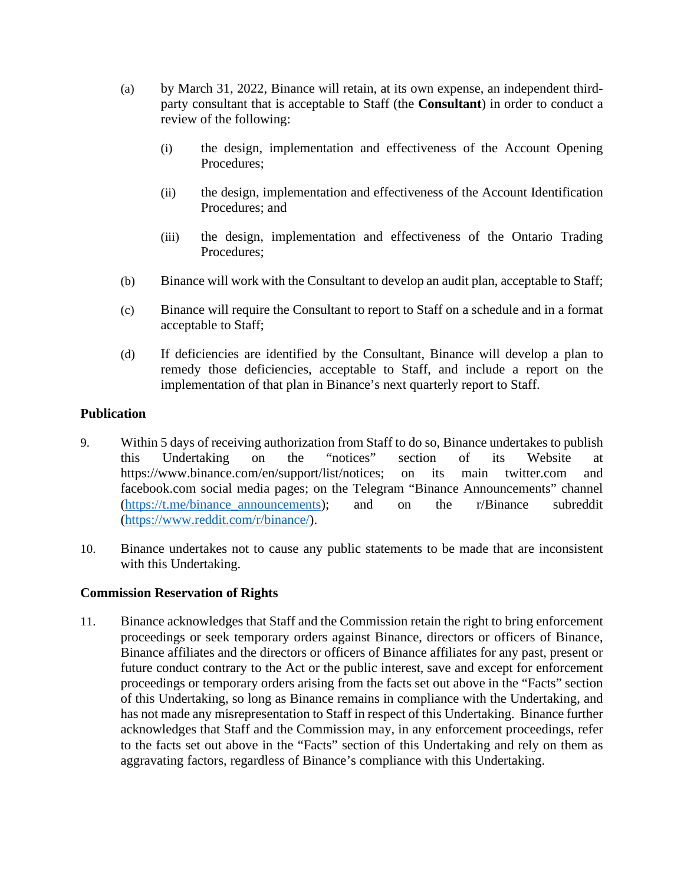(a) by March 31, 2022, Binance will retain, at its own expense, an independent third-party consultant that is acceptable to Staff (the **Consultant**) in order to conduct a review of the following:

   (i) the design, implementation and effectiveness of the Account Opening Procedures;

   (ii) the design, implementation and effectiveness of the Account Identification Procedures; and

   (iii) the design, implementation and effectiveness of the Ontario Trading Procedures;

(b) Binance will work with the Consultant to develop an audit plan, acceptable to Staff;

(c) Binance will require the Consultant to report to Staff on a schedule and in a format acceptable to Staff;

(d) If deficiencies are identified by the Consultant, Binance will develop a plan to remedy those deficiencies, acceptable to Staff, and include a report on the implementation of that plan in Binance's next quarterly report to Staff.

**Publication**

9. Within 5 days of receiving authorization from Staff to do so, Binance undertakes to publish this Undertaking on the "notices" section of its Website at https://www.binance.com/en/support/list/notices; on its main twitter.com and facebook.com social media pages; on the Telegram "Binance Announcements" channel (https://t.me/binance_announcements); and on the r/Binance subreddit (https://www.reddit.com/r/binance/).

10. Binance undertakes not to cause any public statements to be made that are inconsistent with this Undertaking.

**Commission Reservation of Rights**

11. Binance acknowledges that Staff and the Commission retain the right to bring enforcement proceedings or seek temporary orders against Binance, directors or officers of Binance, Binance affiliates and the directors or officers of Binance affiliates for any past, present or future conduct contrary to the Act or the public interest, save and except for enforcement proceedings or temporary orders arising from the facts set out above in the "Facts" section of this Undertaking, so long as Binance remains in compliance with the Undertaking, and has not made any misrepresentation to Staff in respect of this Undertaking. Binance further acknowledges that Staff and the Commission may, in any enforcement proceedings, refer to the facts set out above in the "Facts" section of this Undertaking and rely on them as aggravating factors, regardless of Binance's compliance with this Undertaking.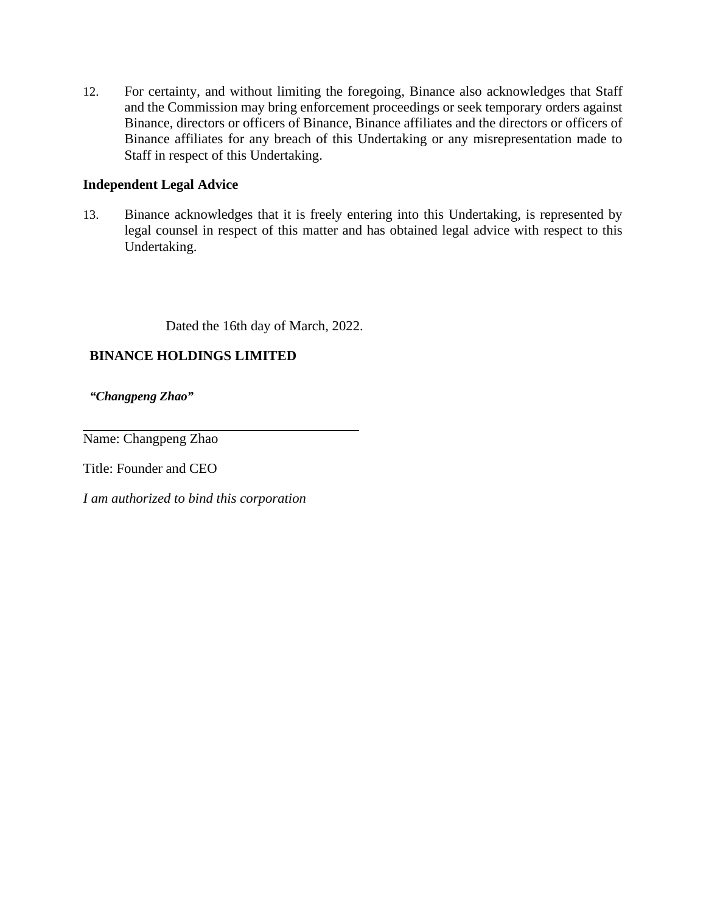12. For certainty, and without limiting the foregoing, Binance also acknowledges that Staff and the Commission may bring enforcement proceedings or seek temporary orders against Binance, directors or officers of Binance, Binance affiliates and the directors or officers of Binance affiliates for any breach of this Undertaking or any misrepresentation made to Staff in respect of this Undertaking.

**Independent Legal Advice**

13. Binance acknowledges that it is freely entering into this Undertaking, is represented by legal counsel in respect of this matter and has obtained legal advice with respect to this Undertaking.

Dated the 16th day of March, 2022.

**BINANCE HOLDINGS LIMITED**

***"Changpeng Zhao"***

Name: Changpeng Zhao

Title: Founder and CEO

*I am authorized to bind this corporation*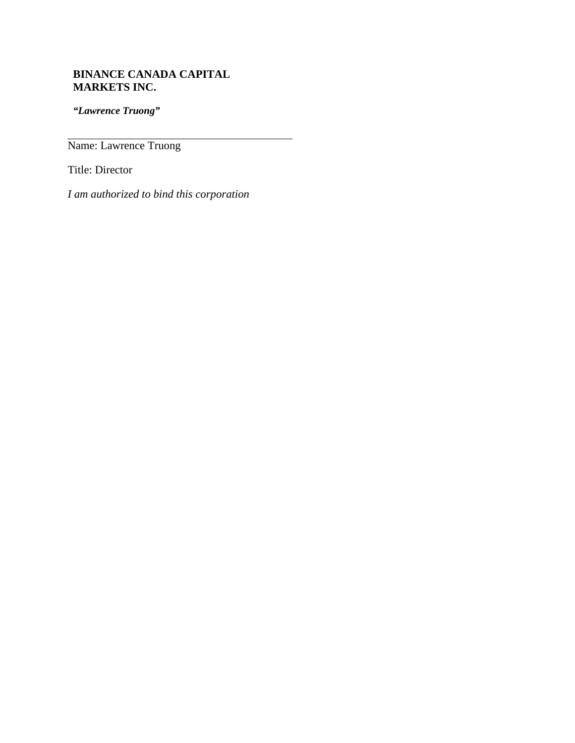**BINANCE CANADA CAPITAL MARKETS INC.**

***"Lawrence Truong"***

Name: Lawrence Truong

Title: Director

*I am authorized to bind this corporation*